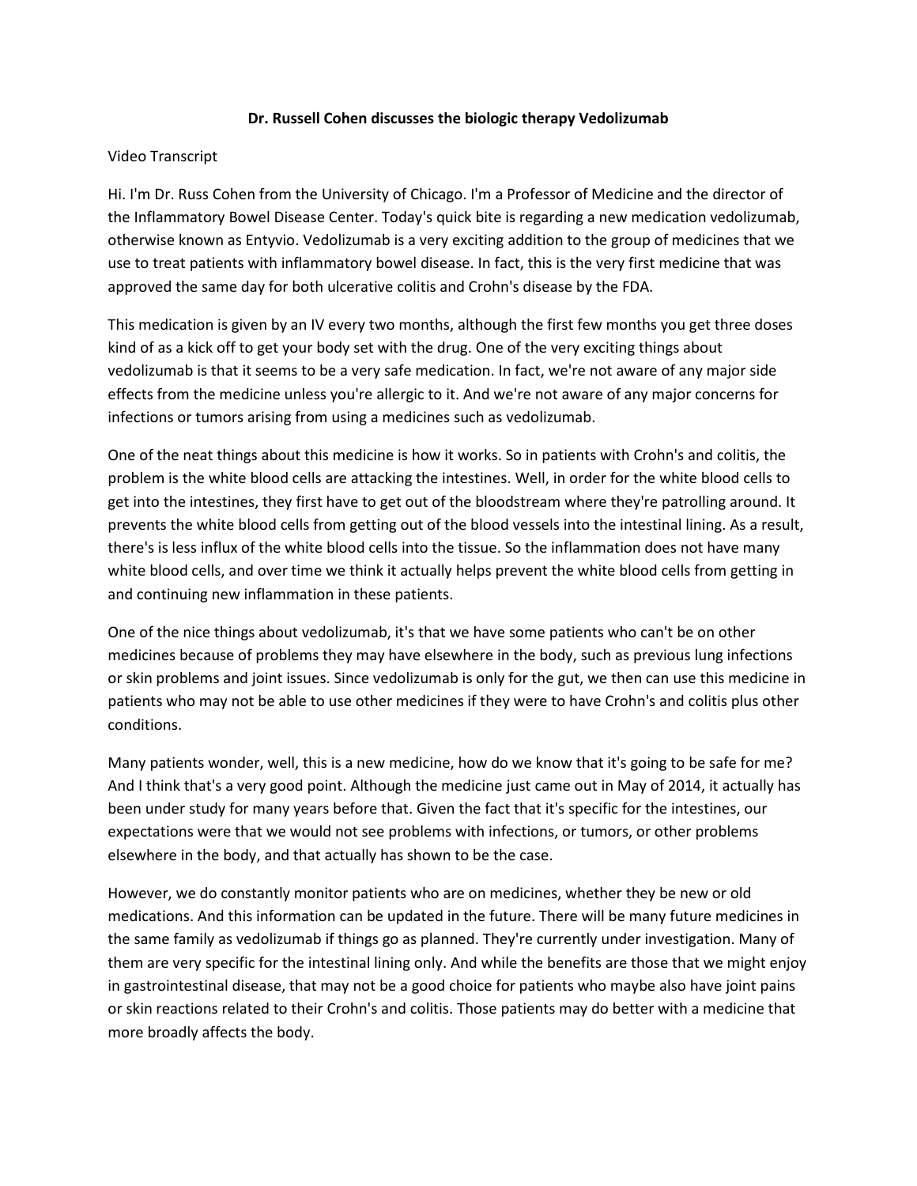**Dr. Russell Cohen discusses the biologic therapy Vedolizumab**

Video Transcript

Hi. I'm Dr. Russ Cohen from the University of Chicago. I'm a Professor of Medicine and the director of the Inflammatory Bowel Disease Center. Today's quick bite is regarding a new medication vedolizumab, otherwise known as Entyvio. Vedolizumab is a very exciting addition to the group of medicines that we use to treat patients with inflammatory bowel disease. In fact, this is the very first medicine that was approved the same day for both ulcerative colitis and Crohn's disease by the FDA.

This medication is given by an IV every two months, although the first few months you get three doses kind of as a kick off to get your body set with the drug. One of the very exciting things about vedolizumab is that it seems to be a very safe medication. In fact, we're not aware of any major side effects from the medicine unless you're allergic to it. And we're not aware of any major concerns for infections or tumors arising from using a medicines such as vedolizumab.

One of the neat things about this medicine is how it works. So in patients with Crohn's and colitis, the problem is the white blood cells are attacking the intestines. Well, in order for the white blood cells to get into the intestines, they first have to get out of the bloodstream where they're patrolling around. It prevents the white blood cells from getting out of the blood vessels into the intestinal lining. As a result, there's is less influx of the white blood cells into the tissue. So the inflammation does not have many white blood cells, and over time we think it actually helps prevent the white blood cells from getting in and continuing new inflammation in these patients.

One of the nice things about vedolizumab, it's that we have some patients who can't be on other medicines because of problems they may have elsewhere in the body, such as previous lung infections or skin problems and joint issues. Since vedolizumab is only for the gut, we then can use this medicine in patients who may not be able to use other medicines if they were to have Crohn's and colitis plus other conditions.

Many patients wonder, well, this is a new medicine, how do we know that it's going to be safe for me? And I think that's a very good point. Although the medicine just came out in May of 2014, it actually has been under study for many years before that. Given the fact that it's specific for the intestines, our expectations were that we would not see problems with infections, or tumors, or other problems elsewhere in the body, and that actually has shown to be the case.

However, we do constantly monitor patients who are on medicines, whether they be new or old medications. And this information can be updated in the future. There will be many future medicines in the same family as vedolizumab if things go as planned. They're currently under investigation. Many of them are very specific for the intestinal lining only. And while the benefits are those that we might enjoy in gastrointestinal disease, that may not be a good choice for patients who maybe also have joint pains or skin reactions related to their Crohn's and colitis. Those patients may do better with a medicine that more broadly affects the body.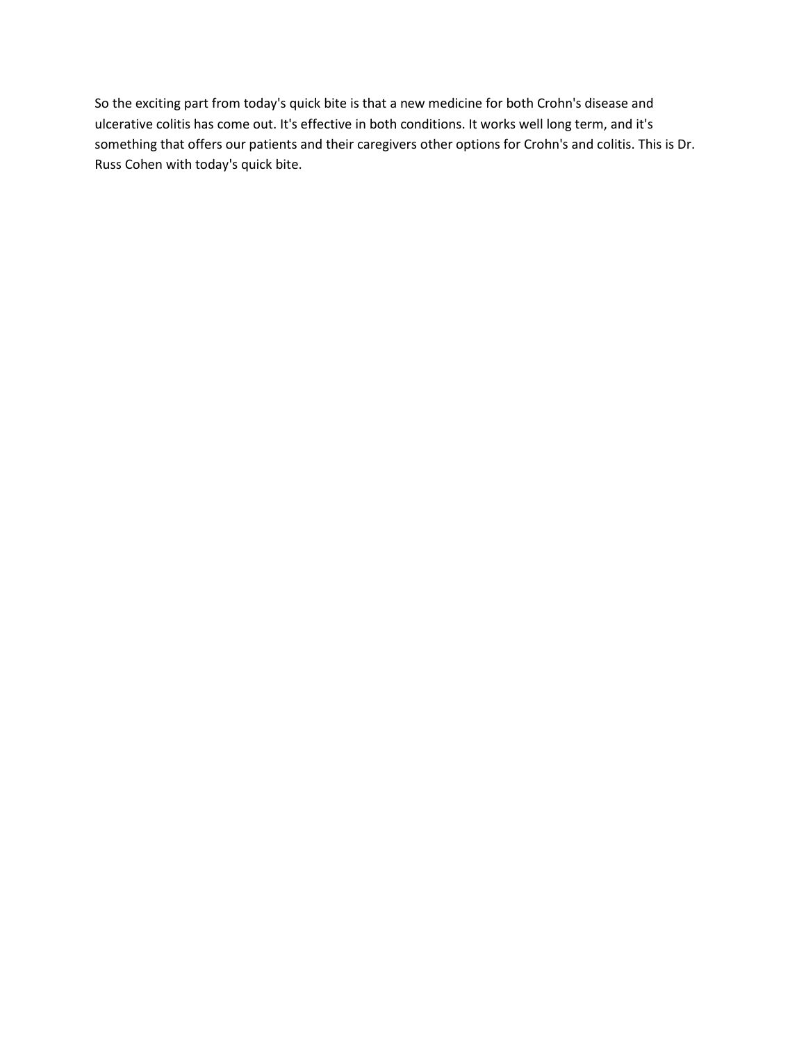So the exciting part from today's quick bite is that a new medicine for both Crohn's disease and ulcerative colitis has come out. It's effective in both conditions. It works well long term, and it's something that offers our patients and their caregivers other options for Crohn's and colitis. This is Dr. Russ Cohen with today's quick bite.